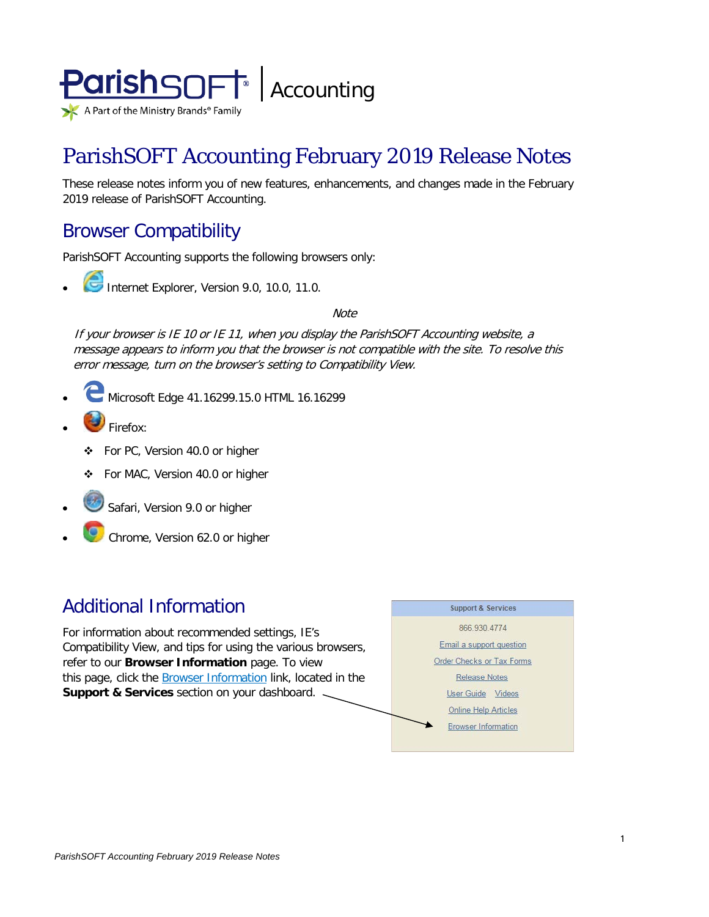ParishSOFT Accounting

A Part of the Ministry Brands® Family

# ParishSOFT Accounting February 2019 Release Notes

These release notes inform you of new features, enhancements, and changes made in the February 2019 release of ParishSOFT Accounting.

## Browser Compatibility

ParishSOFT Accounting supports the following browsers only:

- Internet Explorer, Version 9.0, 10.0, 11.0.

  *Note*

  *If your browser is IE 10 or IE 11, when you display the ParishSOFT Accounting website, a message appears to inform you that the browser is not compatible with the site. To resolve this error message, turn on the browser's setting to Compatibility View.*

- Microsoft Edge 41.16299.15.0 HTML 16.16299
- Firefox:
  - For PC, Version 40.0 or higher
  - For MAC, Version 40.0 or higher
- Safari, Version 9.0 or higher
- Chrome, Version 62.0 or higher

## Additional Information

For information about recommended settings, IE's Compatibility View, and tips for using the various browsers, refer to our **Browser Information** page. To view this page, click the Browser Information link, located in the **Support & Services** section on your dashboard.

Support & Services

866.930.4774

Email a support question

Order Checks or Tax Forms

Release Notes

User Guide Videos

Online Help Articles

Browser Information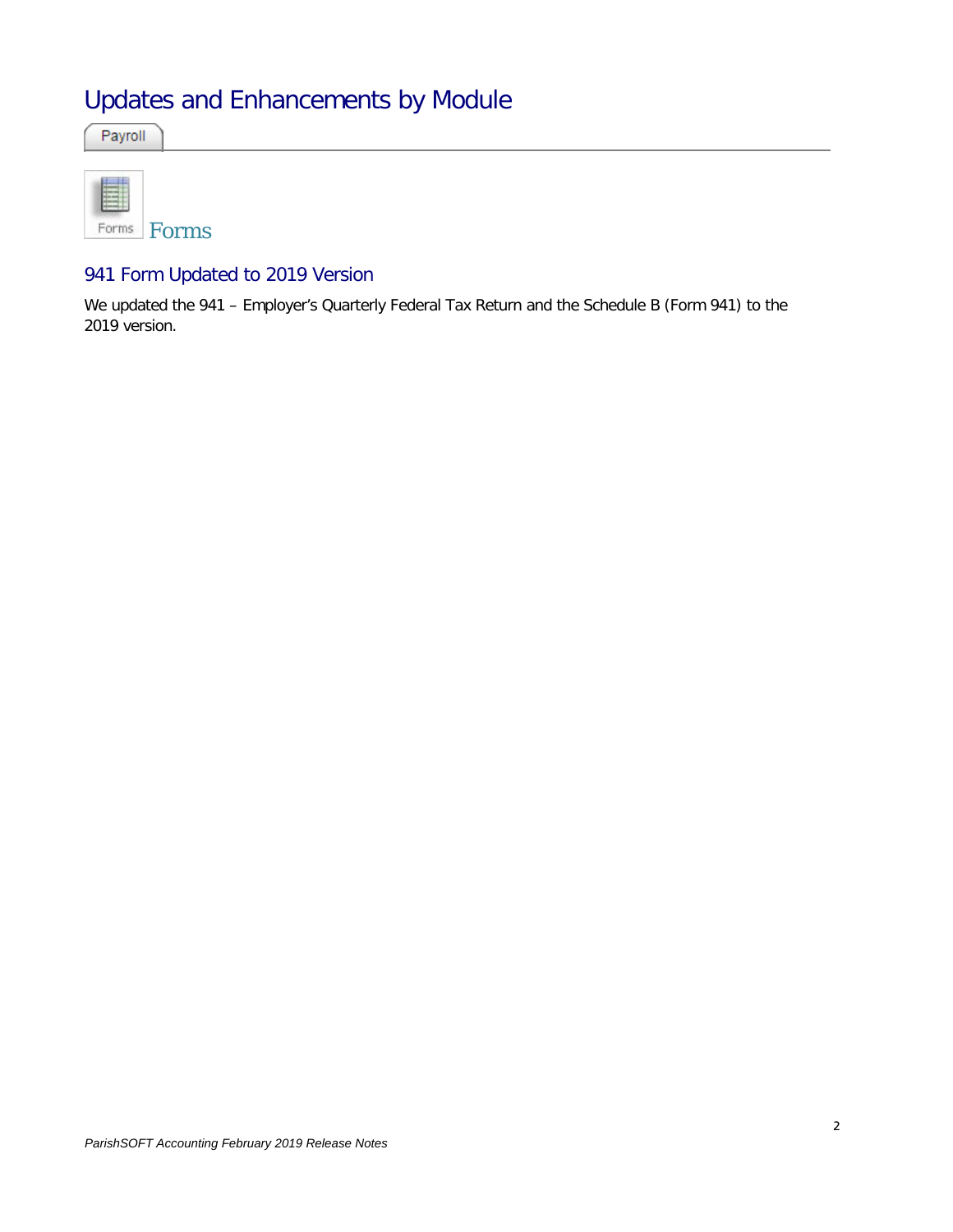# Updates and Enhancements by Module

Payroll

## Forms

### 941 Form Updated to 2019 Version

We updated the 941 – Employer's Quarterly Federal Tax Return and the Schedule B (Form 941) to the 2019 version.